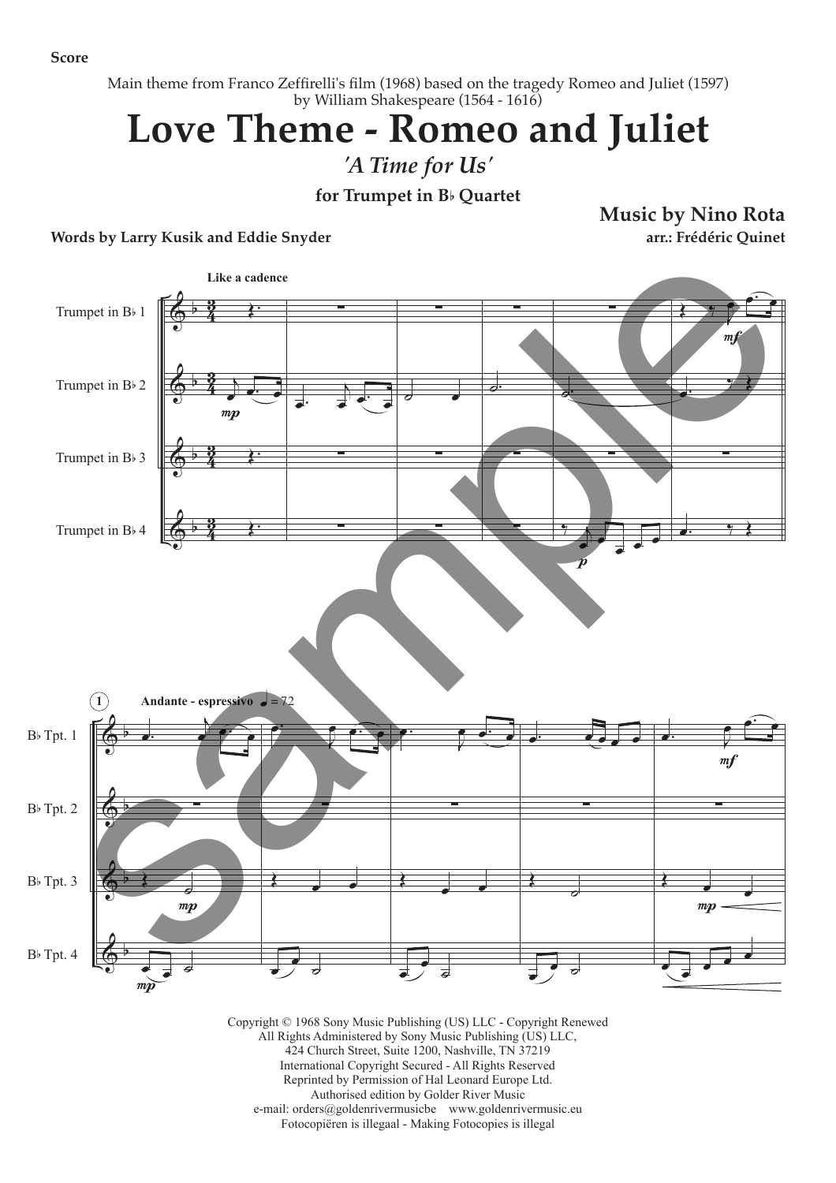Score

Main theme from Franco Zeffirelli's film (1968) based on the tragedy Romeo and Juliet (1597) by William Shakespeare (1564 - 1616)

# Love Theme - Romeo and Juliet

*'A Time for Us'*

**for Trumpet in B♭ Quartet**

**Music by Nino Rota**

**arr.: Frédéric Quinet**

**Words by Larry Kusik and Eddie Snyder**

Copyright © 1968 Sony Music Publishing (US) LLC - Copyright Renewed
All Rights Administered by Sony Music Publishing (US) LLC,
424 Church Street, Suite 1200, Nashville, TN 37219
International Copyright Secured - All Rights Reserved
Reprinted by Permission of Hal Leonard Europe Ltd.
Authorised edition by Golder River Music
e-mail: orders@goldenrivermusicbe www.goldenrivermusic.eu
Fotocopiëren is illegaal - Making Fotocopies is illegal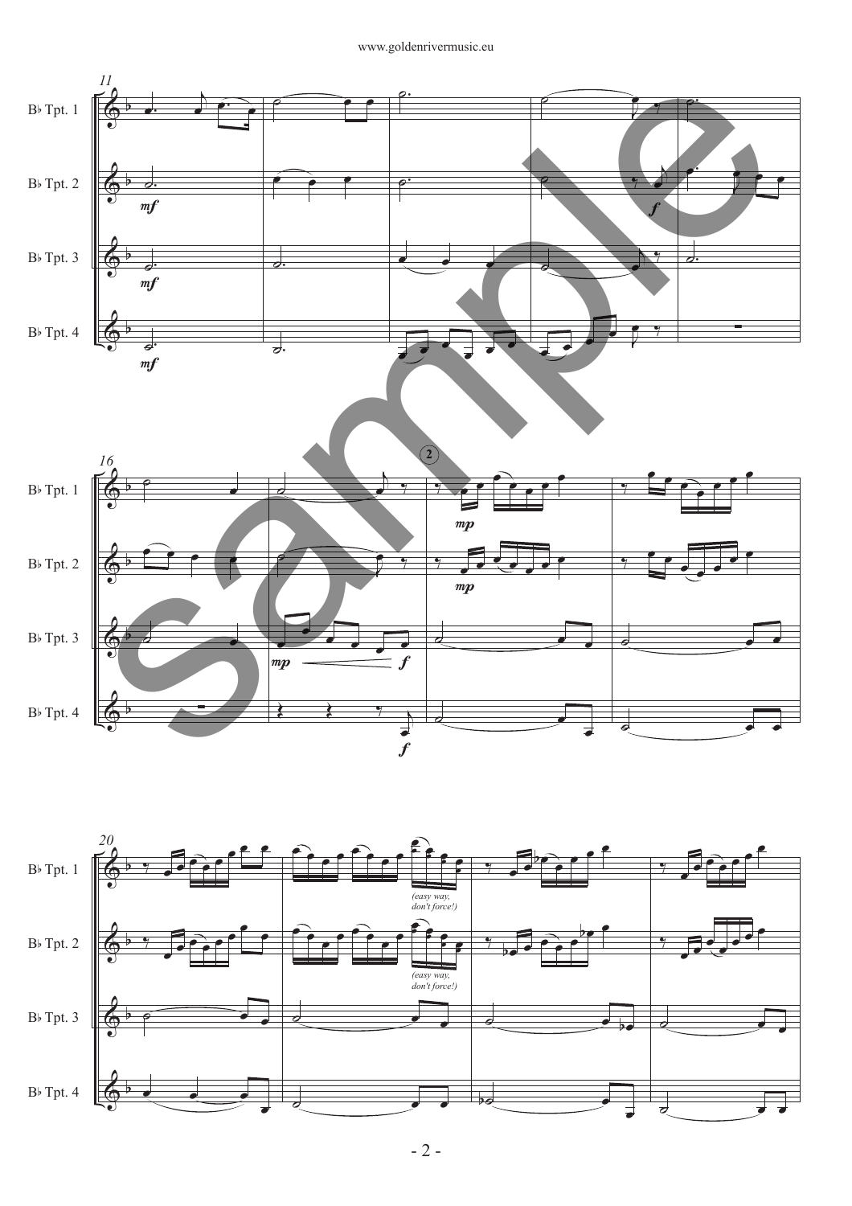Bb Tpt. 1

Bb Tpt. 2

Bb Tpt. 3

Bb Tpt. 4

(easy way, don't force!)

(easy way, don't force!)